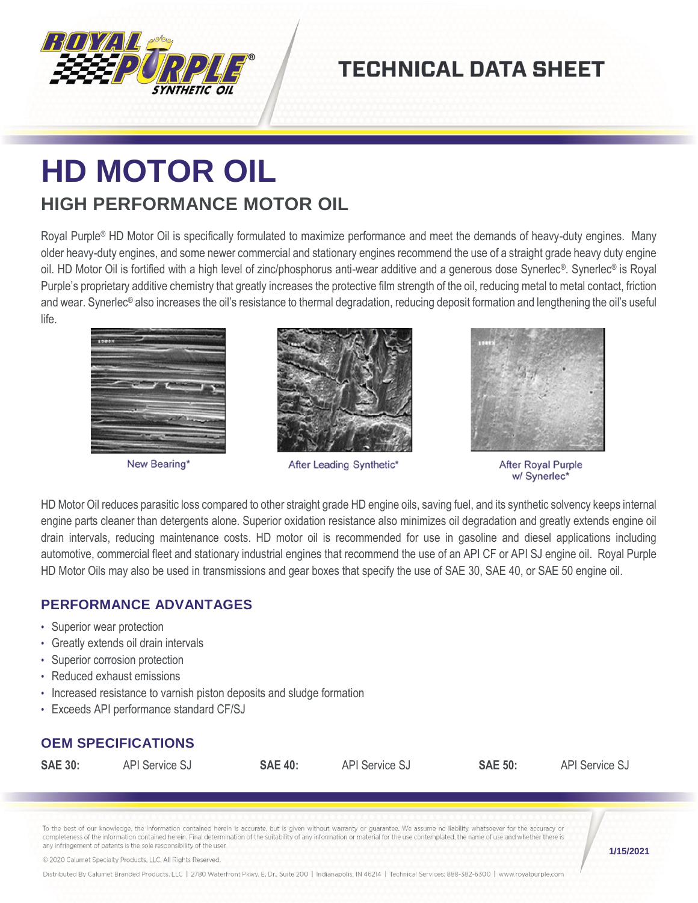TECHNICAL DATA SHEET

# HD MOTOR OIL

## HIGH PERFORMANCE MOTOR OIL

Royal Purple® HD Motor Oil is specifically formulated to maximize performance and meet the demands of heavy-duty engines. Many older heavy-duty engines, and some newer commercial and stationary engines recommend the use of a straight grade heavy duty engine oil. HD Motor Oil is fortified with a high level of zinc/phosphorus anti-wear additive and a generous dose Synerlec®. Synerlec® is Royal Purple's proprietary additive chemistry that greatly increases the protective film strength of the oil, reducing metal to metal contact, friction and wear. Synerlec® also increases the oil's resistance to thermal degradation, reducing deposit formation and lengthening the oil's useful life.

New Bearing*

After Leading Synthetic*

After Royal Purple w/ Synerlec*

HD Motor Oil reduces parasitic loss compared to other straight grade HD engine oils, saving fuel, and its synthetic solvency keeps internal engine parts cleaner than detergents alone. Superior oxidation resistance also minimizes oil degradation and greatly extends engine oil drain intervals, reducing maintenance costs. HD motor oil is recommended for use in gasoline and diesel applications including automotive, commercial fleet and stationary industrial engines that recommend the use of an API CF or API SJ engine oil. Royal Purple HD Motor Oils may also be used in transmissions and gear boxes that specify the use of SAE 30, SAE 40, or SAE 50 engine oil.

### PERFORMANCE ADVANTAGES

- Superior wear protection
- Greatly extends oil drain intervals
- Superior corrosion protection
- Reduced exhaust emissions
- Increased resistance to varnish piston deposits and sludge formation
- Exceeds API performance standard CF/SJ

### OEM SPECIFICATIONS

| **SAE 30:** | API Service SJ | **SAE 40:** | API Service SJ | **SAE 50:** | API Service SJ |
|---|---|---|---|---|---|

To the best of our knowledge, the information contained herein is accurate, but is given without warranty or guarantee. We assume no liability whatsoever for the accuracy or completeness of the information contained herein. Final determination of the suitability of any information or material for the use contemplated, the name of use and whether there is any infringement of patents is the sole responsibility of the user.

© 2020 Calumet Specialty Products, LLC. All Rights Reserved.

**1/15/2021**

Distributed By Calumet Branded Products, LLC | 2780 Waterfront Pkwy. E. Dr., Suite 200 | Indianapolis, IN 46214 | Technical Services: 888-382-6300 | www.royalpurple.com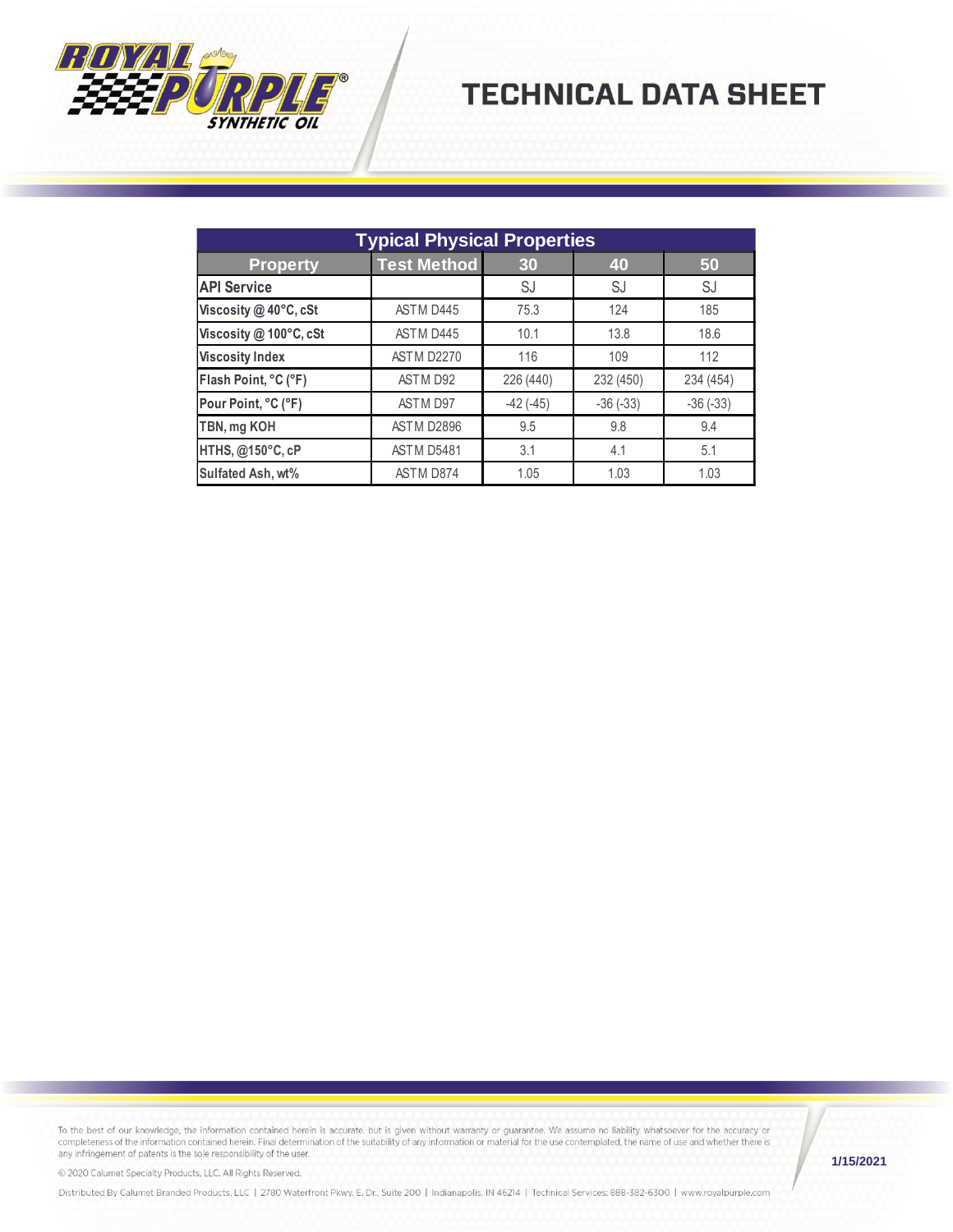# TECHNICAL DATA SHEET

| Typical Physical Properties | | | | |
|---|---|---|---|---|
| **Property** | **Test Method** | **30** | **40** | **50** |
| **API Service** | | SJ | SJ | SJ |
| **Viscosity @ 40°C, cSt** | ASTM D445 | 75.3 | 124 | 185 |
| **Viscosity @ 100°C, cSt** | ASTM D445 | 10.1 | 13.8 | 18.6 |
| **Viscosity Index** | ASTM D2270 | 116 | 109 | 112 |
| **Flash Point, °C (°F)** | ASTM D92 | 226 (440) | 232 (450) | 234 (454) |
| **Pour Point, °C (°F)** | ASTM D97 | -42 (-45) | -36 (-33) | -36 (-33) |
| **TBN, mg KOH** | ASTM D2896 | 9.5 | 9.8 | 9.4 |
| **HTHS, @150°C, cP** | ASTM D5481 | 3.1 | 4.1 | 5.1 |
| **Sulfated Ash, wt%** | ASTM D874 | 1.05 | 1.03 | 1.03 |

To the best of our knowledge, the information contained herein is accurate, but is given without warranty or guarantee. We assume no liability whatsoever for the accuracy or completeness of the information contained herein. Final determination of the suitability of any information or material for the use contemplated, the name of use and whether there is any infringement of patents is the sole responsibility of the user.

© 2020 Calumet Specialty Products, LLC. All Rights Reserved.

Distributed By Calumet Branded Products, LLC | 2780 Waterfront Pkwy. E. Dr., Suite 200 | Indianapolis, IN 46214 | Technical Services: 888-382-6300 | www.royalpurple.com

**1/15/2021**